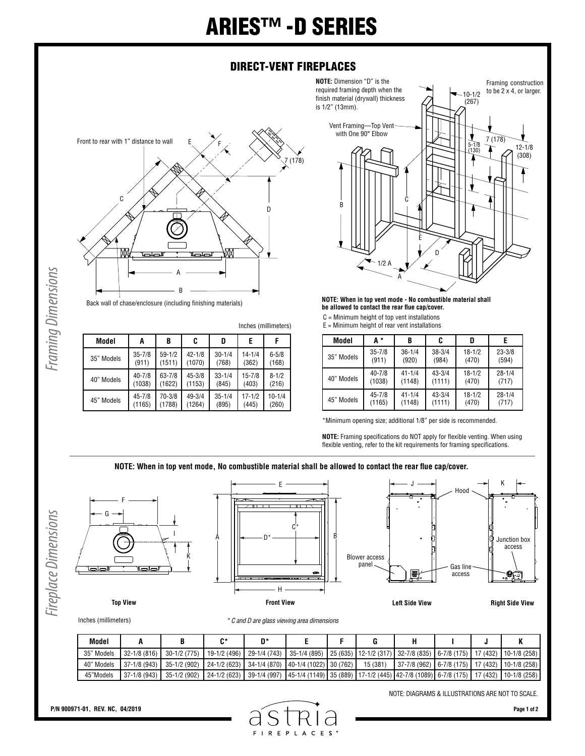# ARIES™ -D SERIES

## DIRECT-VENT FIREPLACES

*Framing Dimensions*

Front to rear with 1" distance to wall

Back wall of chase/enclosure (including finishing materials)

**NOTE:** Dimension "D" is the required framing depth when the finish material (drywall) thickness is 1/2" (13mm).

Vent Framing—Top Vent with One 90° Elbow

Framing construction to be 2 x 4, or larger.

Inches (millimeters)

| Model | A | B | C | D | E | F |
|---|---|---|---|---|---|---|
| 35" Models | 35-7/8 (911) | 59-1/2 (1511) | 42-1/8 (1070) | 30-1/4 (768) | 14-1/4 (362) | 6-5/8 (168) |
| 40" Models | 40-7/8 (1038) | 63-7/8 (1622) | 45-3/8 (1153) | 33-1/4 (845) | 15-7/8 (403) | 8-1/2 (216) |
| 45" Models | 45-7/8 (1165) | 70-3/8 (1788) | 49-3/4 (1264) | 35-1/4 (895) | 17-1/2 (445) | 10-1/4 (260) |

**NOTE: When in top vent mode - No combustible material shall be allowed to contact the rear flue cap/cover.**

C = Minimum height of top vent installations
E = Minimum height of rear vent installations

| Model | A * | B | C | D | E |
|---|---|---|---|---|---|
| 35" Models | 35-7/8 (911) | 36-1/4 (920) | 38-3/4 (984) | 18-1/2 (470) | 23-3/8 (594) |
| 40" Models | 40-7/8 (1038) | 41-1/4 (1148) | 43-3/4 (1111) | 18-1/2 (470) | 28-1/4 (717) |
| 45" Models | 45-7/8 (1165) | 41-1/4 (1148) | 43-3/4 (1111) | 18-1/2 (470) | 28-1/4 (717) |

*Minimum opening size; additional 1/8" per side is recommended.

**NOTE:** Framing specifications do NOT apply for flexible venting. When using flexible venting, refer to the kit requirements for framing specifications.

**NOTE: When in top vent mode, No combustible material shall be allowed to contact the rear flue cap/cover.**

*Fireplace Dimensions*

**Top View** **Front View** **Left Side View** **Right Side View**

Hood · Blower access panel · Gas line access · Junction box access

Inches (millimeters)

*\* C and D are glass viewing area dimensions*

| Model | A | B | C* | D* | E | F | G | H | I | J | K |
|---|---|---|---|---|---|---|---|---|---|---|---|
| 35" Models | 32-1/8 (816) | 30-1/2 (775) | 19-1/2 (496) | 29-1/4 (743) | 35-1/4 (895) | 25 (635) | 12-1/2 (317) | 32-7/8 (835) | 6-7/8 (175) | 17 (432) | 10-1/8 (258) |
| 40" Models | 37-1/8 (943) | 35-1/2 (902) | 24-1/2 (623) | 34-1/4 (870) | 40-1/4 (1022) | 30 (762) | 15 (381) | 37-7/8 (962) | 6-7/8 (175) | 17 (432) | 10-1/8 (258) |
| 45"Models | 37-1/8 (943) | 35-1/2 (902) | 24-1/2 (623) | 39-1/4 (997) | 45-1/4 (1149) | 35 (889) | 17-1/2 (445) | 42-7/8 (1089) | 6-7/8 (175) | 17 (432) | 10-1/8 (258) |

NOTE: DIAGRAMS & ILLUSTRATIONS ARE NOT TO SCALE.

P/N 900971-01, REV. NC, 04/2019

astria FIREPLACES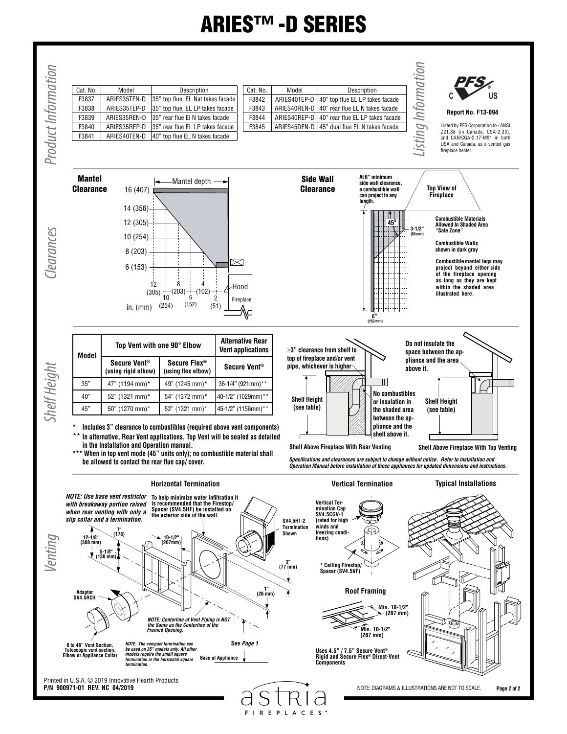# ARIES™ -D SERIES

## Product Information

| Cat. No. | Model | Description |
|---|---|---|
| F3837 | ARIES35TEN-D | 35" top flue, EL Nat takes facade |
| F3838 | ARIES35TEP-D | 35" top flue, EL LP takes facade |
| F3839 | ARIES35REN-D | 35" rear flue El N takes facade |
| F3840 | ARIES35REP-D | 35" rear flue EL LP takes facade |
| F3841 | ARIES40TEN-D | 40" top flue EL N takes facade |
| F3842 | ARIES40TEP-D | 40" top flue EL LP takes facade |
| F3843 | ARIES40REN-D | 40" rear flue EL N takes facade |
| F3844 | ARIES40REP-D | 40" rear flue EL LP takes facade |
| F3845 | ARIES45DEN-D | 45" dual flue EL N takes facade |

## Listing Information

PFS C US

**Report No. F13-094**

Listed by PFS Corporation to - ANSI Z21.88 (in Canada, CSA-2.33), and CAN/CGA-2.17-M91 in both USA and Canada, as a vented gas fireplace heater.

## Clearances

**Mantel Clearance**

Mantel depth

16 (407)
14 (356)
12 (305)
10 (254)
8 (203)
6 (153)

12 (305) 10 (254) 8 (203) 6 (152) 4 (102) 2 (51)

in. (mm)

Hood

Fireplace

**Side Wall Clearance**

At 6" minimum side wall clearance, a combustible wall can project to any length.

Top View of Fireplace

45°

3-1/2" (89 mm)

6" (152 mm)

Combustible Materials Allowed In Shaded Area "Safe Zone"

Combustible Walls shown in dark gray

Combustible mantel legs may project beyond either side of the fireplace opening as long as they are kept within the shaded area illustrated here.

## Shelf Height

| Model | Top Vent with one 90° Elbow | | Alternative Rear Vent applications |
|---|---|---|---|
| | Secure Vent® (using rigid elbow) | Secure Flex® (using flex elbow) | Secure Vent® |
| 35" | 47" (1194 mm)* | 49" (1245 mm)* | 36-1/4" (921mm)** |
| 40" | 52" (1321 mm)* | 54" (1372 mm)* | 40-1/2" (1029mm)** |
| 45" | 50" (1270 mm)* | 52" (1321 mm)* | 45-1/2" (1156mm)** |

\* Includes 3" clearance to combustibles (required above vent components)

\*\* In alternative, Rear Vent applications, Top Vent will be sealed as detailed in the Installation and Operation manual.

\*\*\* When in top vent mode (45" units only); no combustible material shall be allowed to contact the rear flue cap/ cover.

≥3" clearance from shelf to top of fireplace and/or vent pipe, whichever is higher

Shelf Height (see table)

No combustibles or insulation in the shaded area between the appliance and the shelf above it.

Shelf Above Fireplace With Rear Venting

Do not insulate the space between the appliance and the area above it.

Shelf Height (see table)

Shelf Above Fireplace With Top Venting

*Specifications and clearances are subject to change without notice. Refer to Installation and Operation Manual before installation of these appliances for updated dimensions and instructions.*

## Venting

### Horizontal Termination

***NOTE: Use base vent restrictor with breakaway portion raised when rear venting with only a slip collar and a termination.***

**To help minimize water infiltration it is recommended that the Firestop/ Spacer (SV4.5HF) be installed on the exterior side of the wall.**

12-1/8" (308 mm)

7" (178)

5-1/8" (130 mm)

10-1/2" (267mm)

SV4.5HT-2 Termination Shown

3" (77 mm)

1" (26 mm)

Adaptor SV4.5RCH

*NOTE: Centerline of Vent Piping is NOT the Same as the Centerline of the Framed Opening.*

6 to 48" Vent Section, Telescopic vent section, Elbow or Appliance Collar

*NOTE: The compact termination can be used on 35" models only. All other models require the small square termination or the horizontal square termination.*

See *Page 1*

Base of Appliance

### Vertical Termination

Vertical Termination Cap SV4.5CGV-1 (rated for high winds and freezing conditions)

\* Ceiling Firestop/ Spacer (SV4.5VF)

**Roof Framing**

Min. 10-1/2" (267 mm)

Min. 10-1/2" (267 mm)

Uses 4.5" / 7.5" Secure Vent® Rigid and Secure Flex® Direct-Vent Components

### Typical Installations

Printed in U.S.A. © 2019 Innovative Hearth Products

**P/N 900971-01 REV. NC 04/2019**

NOTE: DIAGRAMS & ILLUSTRATIONS ARE NOT TO SCALE.

astria FIREPLACES